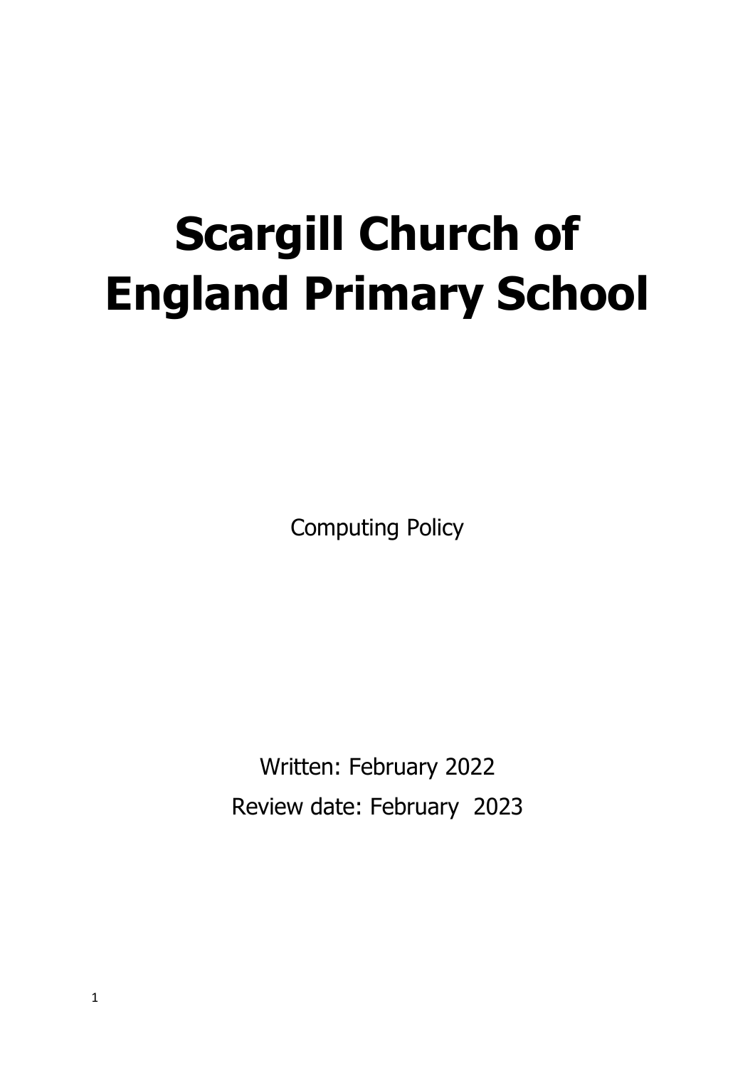# Scargill Church of England Primary School

Computing Policy

Written: February 2022

Review date: February  2023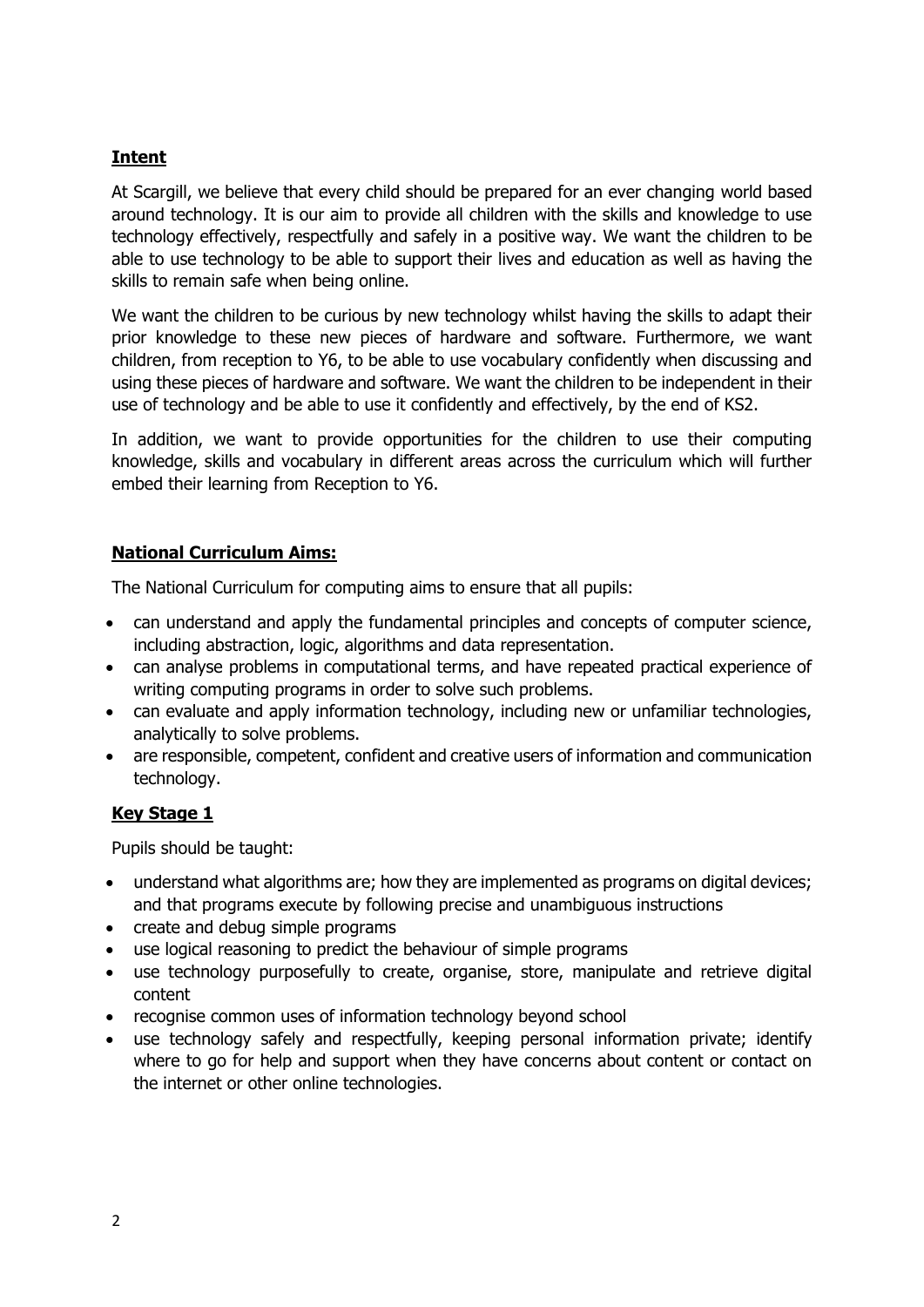## **Intent**

At Scargill, we believe that every child should be prepared for an ever changing world based around technology. It is our aim to provide all children with the skills and knowledge to use technology effectively, respectfully and safely in a positive way. We want the children to be able to use technology to be able to support their lives and education as well as having the skills to remain safe when being online.

We want the children to be curious by new technology whilst having the skills to adapt their prior knowledge to these new pieces of hardware and software. Furthermore, we want children, from reception to Y6, to be able to use vocabulary confidently when discussing and using these pieces of hardware and software. We want the children to be independent in their use of technology and be able to use it confidently and effectively, by the end of KS2.

In addition, we want to provide opportunities for the children to use their computing knowledge, skills and vocabulary in different areas across the curriculum which will further embed their learning from Reception to Y6.

## **National Curriculum Aims:**

The National Curriculum for computing aims to ensure that all pupils:

- can understand and apply the fundamental principles and concepts of computer science, including abstraction, logic, algorithms and data representation.
- can analyse problems in computational terms, and have repeated practical experience of writing computing programs in order to solve such problems.
- can evaluate and apply information technology, including new or unfamiliar technologies, analytically to solve problems.
- are responsible, competent, confident and creative users of information and communication technology.

## **Key Stage 1**

Pupils should be taught:

- understand what algorithms are; how they are implemented as programs on digital devices; and that programs execute by following precise and unambiguous instructions
- create and debug simple programs
- use logical reasoning to predict the behaviour of simple programs
- use technology purposefully to create, organise, store, manipulate and retrieve digital content
- recognise common uses of information technology beyond school
- use technology safely and respectfully, keeping personal information private; identify where to go for help and support when they have concerns about content or contact on the internet or other online technologies.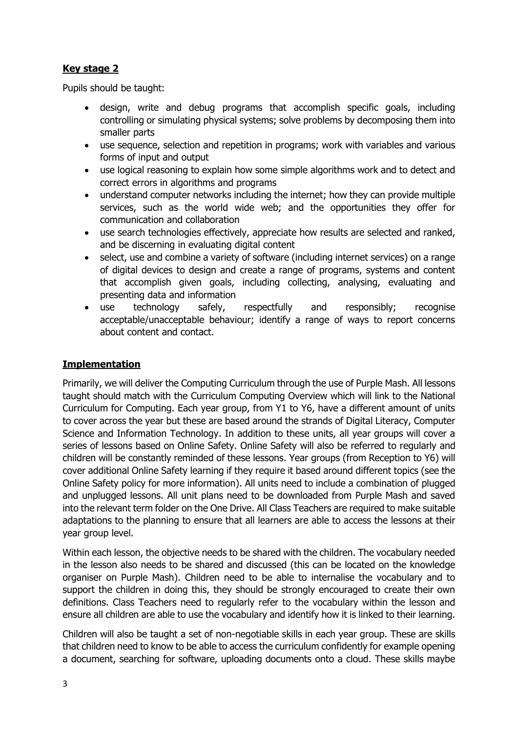## Key stage 2

Pupils should be taught:

- design, write and debug programs that accomplish specific goals, including controlling or simulating physical systems; solve problems by decomposing them into smaller parts
- use sequence, selection and repetition in programs; work with variables and various forms of input and output
- use logical reasoning to explain how some simple algorithms work and to detect and correct errors in algorithms and programs
- understand computer networks including the internet; how they can provide multiple services, such as the world wide web; and the opportunities they offer for communication and collaboration
- use search technologies effectively, appreciate how results are selected and ranked, and be discerning in evaluating digital content
- select, use and combine a variety of software (including internet services) on a range of digital devices to design and create a range of programs, systems and content that accomplish given goals, including collecting, analysing, evaluating and presenting data and information
- use technology safely, respectfully and responsibly; recognise acceptable/unacceptable behaviour; identify a range of ways to report concerns about content and contact.

## Implementation

Primarily, we will deliver the Computing Curriculum through the use of Purple Mash. All lessons taught should match with the Curriculum Computing Overview which will link to the National Curriculum for Computing. Each year group, from Y1 to Y6, have a different amount of units to cover across the year but these are based around the strands of Digital Literacy, Computer Science and Information Technology. In addition to these units, all year groups will cover a series of lessons based on Online Safety. Online Safety will also be referred to regularly and children will be constantly reminded of these lessons. Year groups (from Reception to Y6) will cover additional Online Safety learning if they require it based around different topics (see the Online Safety policy for more information). All units need to include a combination of plugged and unplugged lessons. All unit plans need to be downloaded from Purple Mash and saved into the relevant term folder on the One Drive. All Class Teachers are required to make suitable adaptations to the planning to ensure that all learners are able to access the lessons at their year group level.

Within each lesson, the objective needs to be shared with the children. The vocabulary needed in the lesson also needs to be shared and discussed (this can be located on the knowledge organiser on Purple Mash). Children need to be able to internalise the vocabulary and to support the children in doing this, they should be strongly encouraged to create their own definitions. Class Teachers need to regularly refer to the vocabulary within the lesson and ensure all children are able to use the vocabulary and identify how it is linked to their learning.

Children will also be taught a set of non-negotiable skills in each year group. These are skills that children need to know to be able to access the curriculum confidently for example opening a document, searching for software, uploading documents onto a cloud. These skills maybe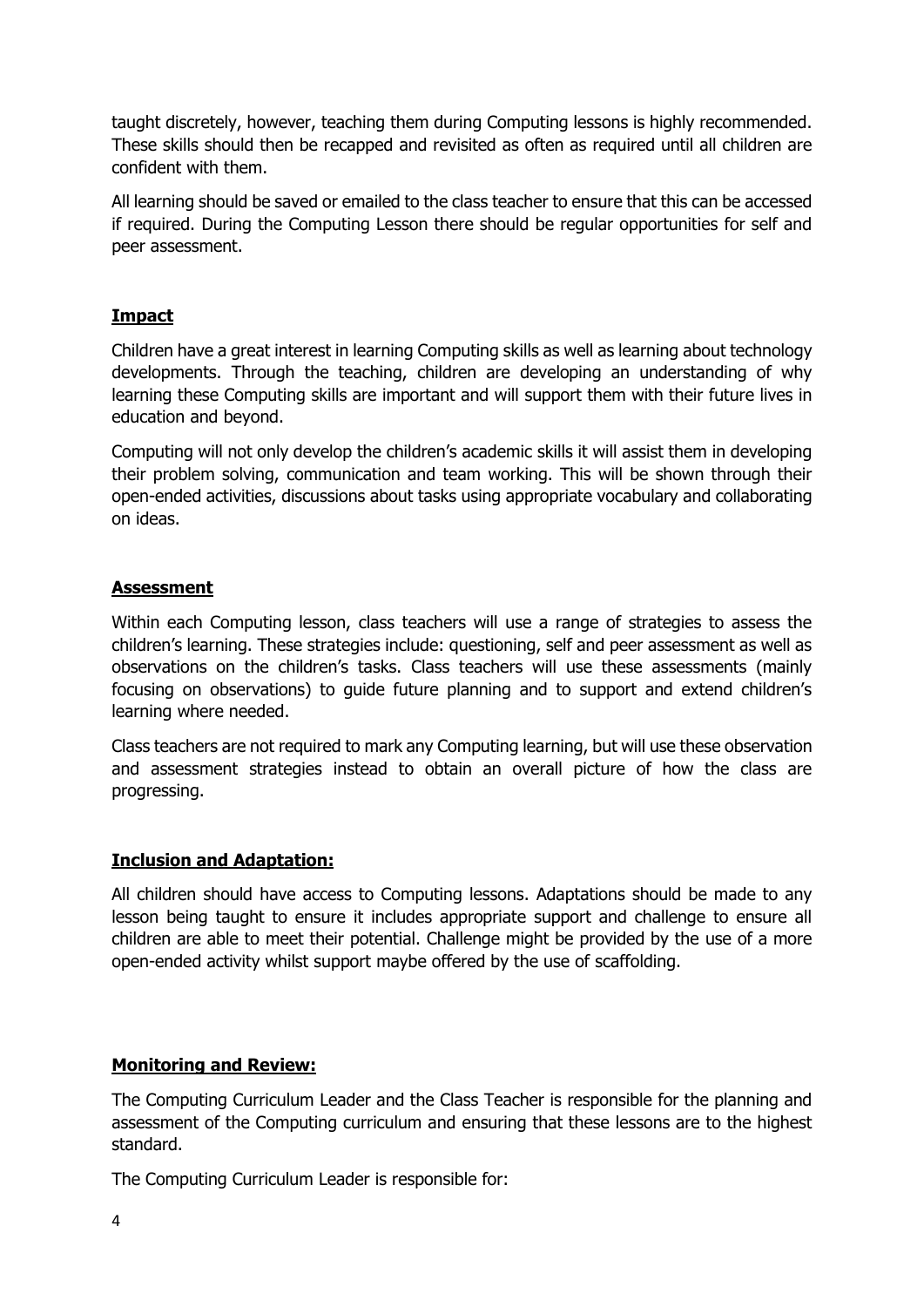taught discretely, however, teaching them during Computing lessons is highly recommended. These skills should then be recapped and revisited as often as required until all children are confident with them.

All learning should be saved or emailed to the class teacher to ensure that this can be accessed if required. During the Computing Lesson there should be regular opportunities for self and peer assessment.

## Impact

Children have a great interest in learning Computing skills as well as learning about technology developments. Through the teaching, children are developing an understanding of why learning these Computing skills are important and will support them with their future lives in education and beyond.

Computing will not only develop the children's academic skills it will assist them in developing their problem solving, communication and team working. This will be shown through their open-ended activities, discussions about tasks using appropriate vocabulary and collaborating on ideas.

## Assessment

Within each Computing lesson, class teachers will use a range of strategies to assess the children's learning. These strategies include: questioning, self and peer assessment as well as observations on the children's tasks. Class teachers will use these assessments (mainly focusing on observations) to guide future planning and to support and extend children's learning where needed.

Class teachers are not required to mark any Computing learning, but will use these observation and assessment strategies instead to obtain an overall picture of how the class are progressing.

## Inclusion and Adaptation:

All children should have access to Computing lessons. Adaptations should be made to any lesson being taught to ensure it includes appropriate support and challenge to ensure all children are able to meet their potential. Challenge might be provided by the use of a more open-ended activity whilst support maybe offered by the use of scaffolding.

## Monitoring and Review:

The Computing Curriculum Leader and the Class Teacher is responsible for the planning and assessment of the Computing curriculum and ensuring that these lessons are to the highest standard.

The Computing Curriculum Leader is responsible for: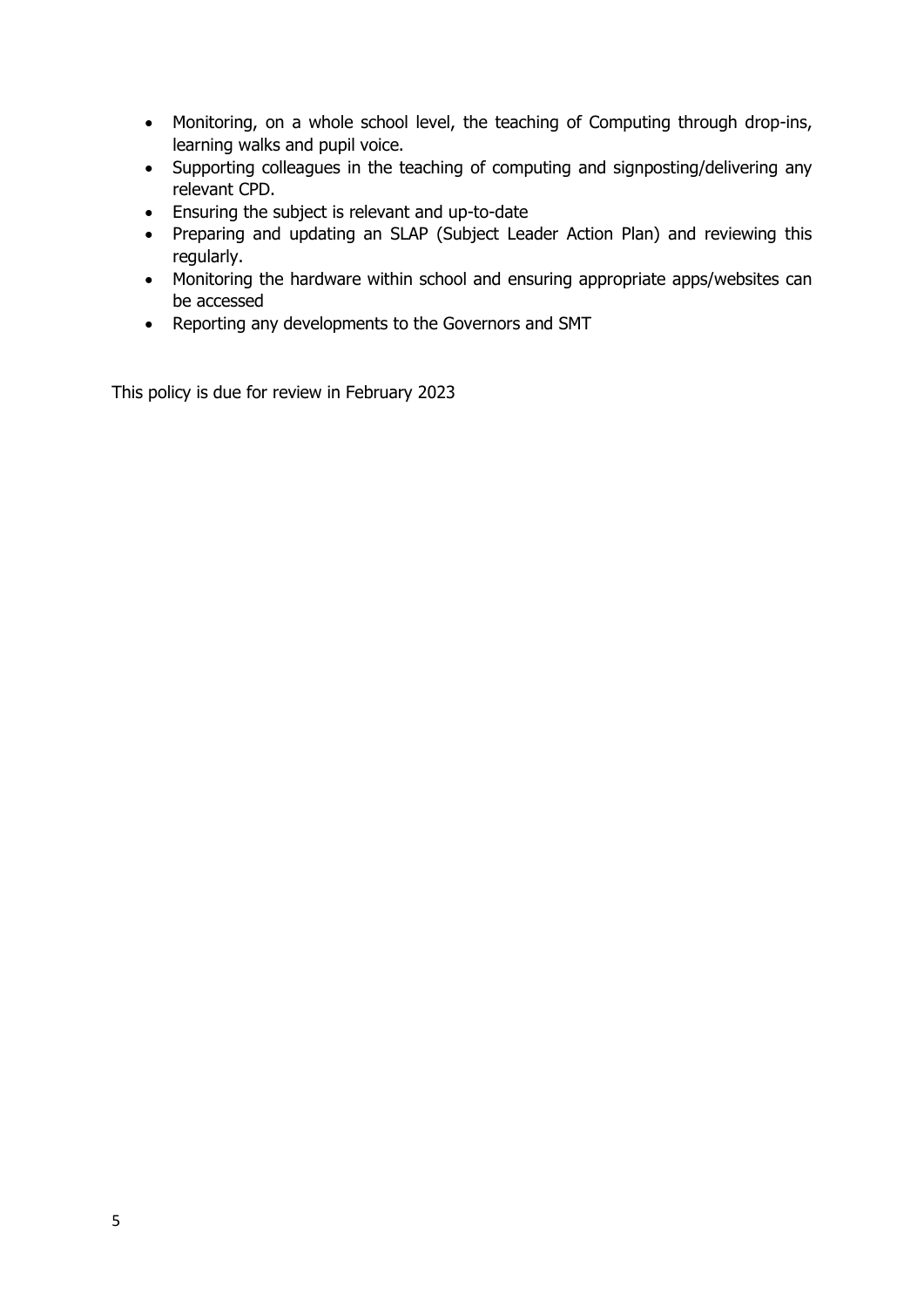- Monitoring, on a whole school level, the teaching of Computing through drop-ins, learning walks and pupil voice.
- Supporting colleagues in the teaching of computing and signposting/delivering any relevant CPD.
- Ensuring the subject is relevant and up-to-date
- Preparing and updating an SLAP (Subject Leader Action Plan) and reviewing this regularly.
- Monitoring the hardware within school and ensuring appropriate apps/websites can be accessed
- Reporting any developments to the Governors and SMT

This policy is due for review in February 2023